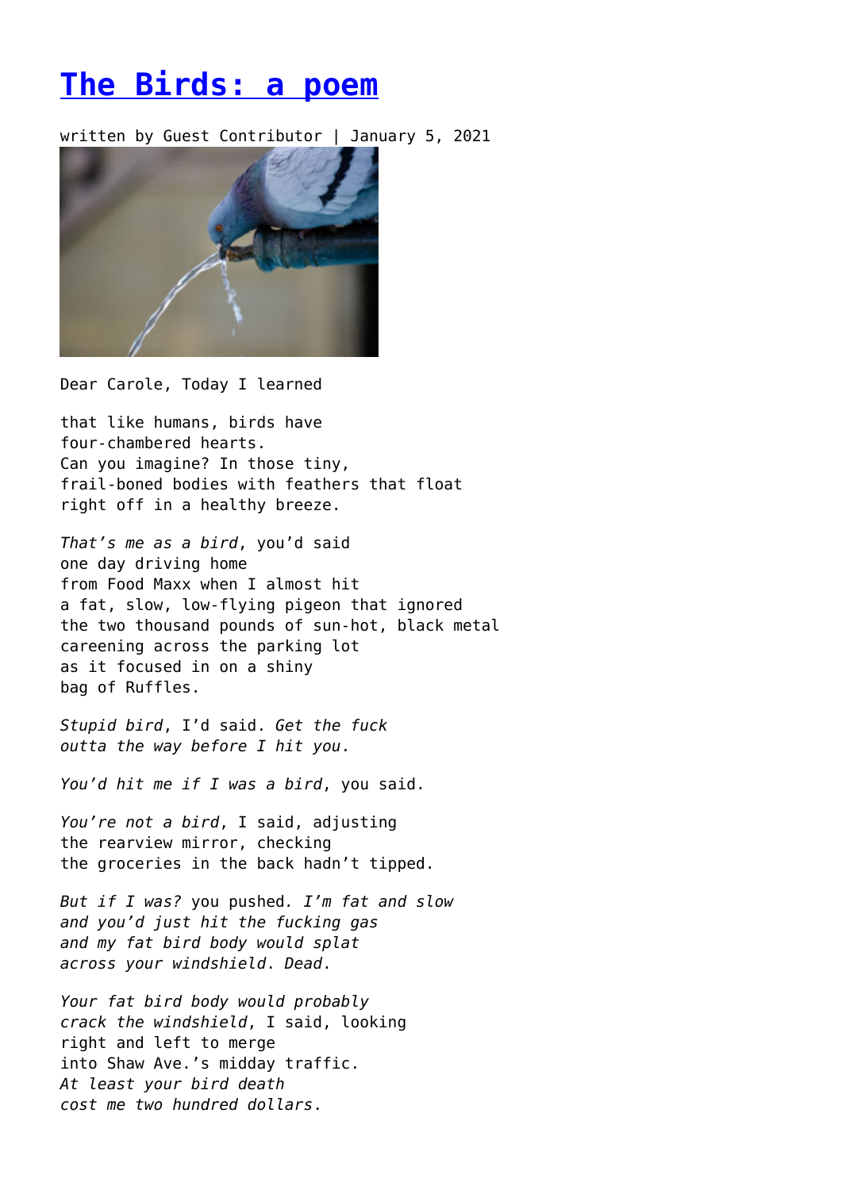# [The Birds: a poem]

written by Guest Contributor | January 5, 2021

Dear Carole, Today I learned

that like humans, birds have
four-chambered hearts.
Can you imagine? In those tiny,
frail-boned bodies with feathers that float
right off in a healthy breeze.

*That's me as a bird*, you'd said
one day driving home
from Food Maxx when I almost hit
a fat, slow, low-flying pigeon that ignored
the two thousand pounds of sun-hot, black metal
careening across the parking lot
as it focused in on a shiny
bag of Ruffles.

*Stupid bird*, I'd said. *Get the fuck
outta the way before I hit you*.

*You'd hit me if I was a bird*, you said.

*You're not a bird*, I said, adjusting
the rearview mirror, checking
the groceries in the back hadn't tipped.

*But if I was?* you pushed. *I'm fat and slow
and you'd just hit the fucking gas
and my fat bird body would splat
across your windshield. Dead*.

*Your fat bird body would probably
crack the windshield*, I said, looking
right and left to merge
into Shaw Ave.'s midday traffic.
*At least your bird death
cost me two hundred dollars*.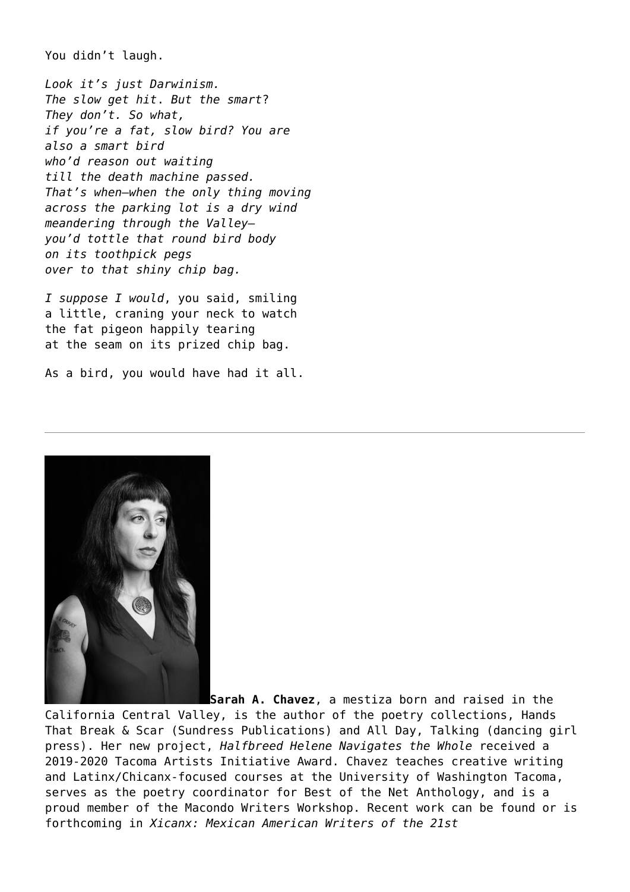You didn't laugh.

*Look it's just Darwinism.*
*The slow get hit. But the smart?*
*They don't. So what,*
*if you're a fat, slow bird? You are*
*also a smart bird*
*who'd reason out waiting*
*till the death machine passed.*
*That's when—when the only thing moving*
*across the parking lot is a dry wind*
*meandering through the Valley—*
*you'd tottle that round bird body*
*on its toothpick pegs*
*over to that shiny chip bag.*

*I suppose I would*, you said, smiling
a little, craning your neck to watch
the fat pigeon happily tearing
at the seam on its prized chip bag.

As a bird, you would have had it all.

---

**Sarah A. Chavez**, a mestiza born and raised in the California Central Valley, is the author of the poetry collections, Hands That Break & Scar (Sundress Publications) and All Day, Talking (dancing girl press). Her new project, *Halfbreed Helene Navigates the Whole* received a 2019-2020 Tacoma Artists Initiative Award. Chavez teaches creative writing and Latinx/Chicanx-focused courses at the University of Washington Tacoma, serves as the poetry coordinator for Best of the Net Anthology, and is a proud member of the Macondo Writers Workshop. Recent work can be found or is forthcoming in *Xicanx: Mexican American Writers of the 21st*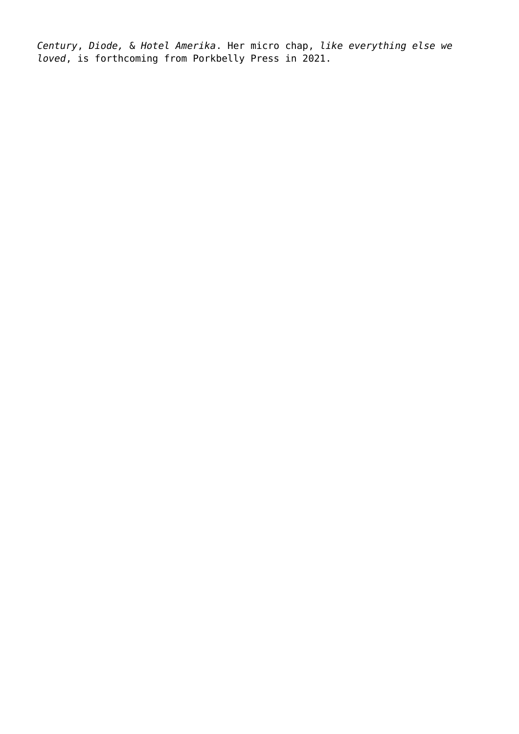*Century*, *Diode,* & *Hotel Amerika*. Her micro chap, *like everything else we loved*, is forthcoming from Porkbelly Press in 2021.